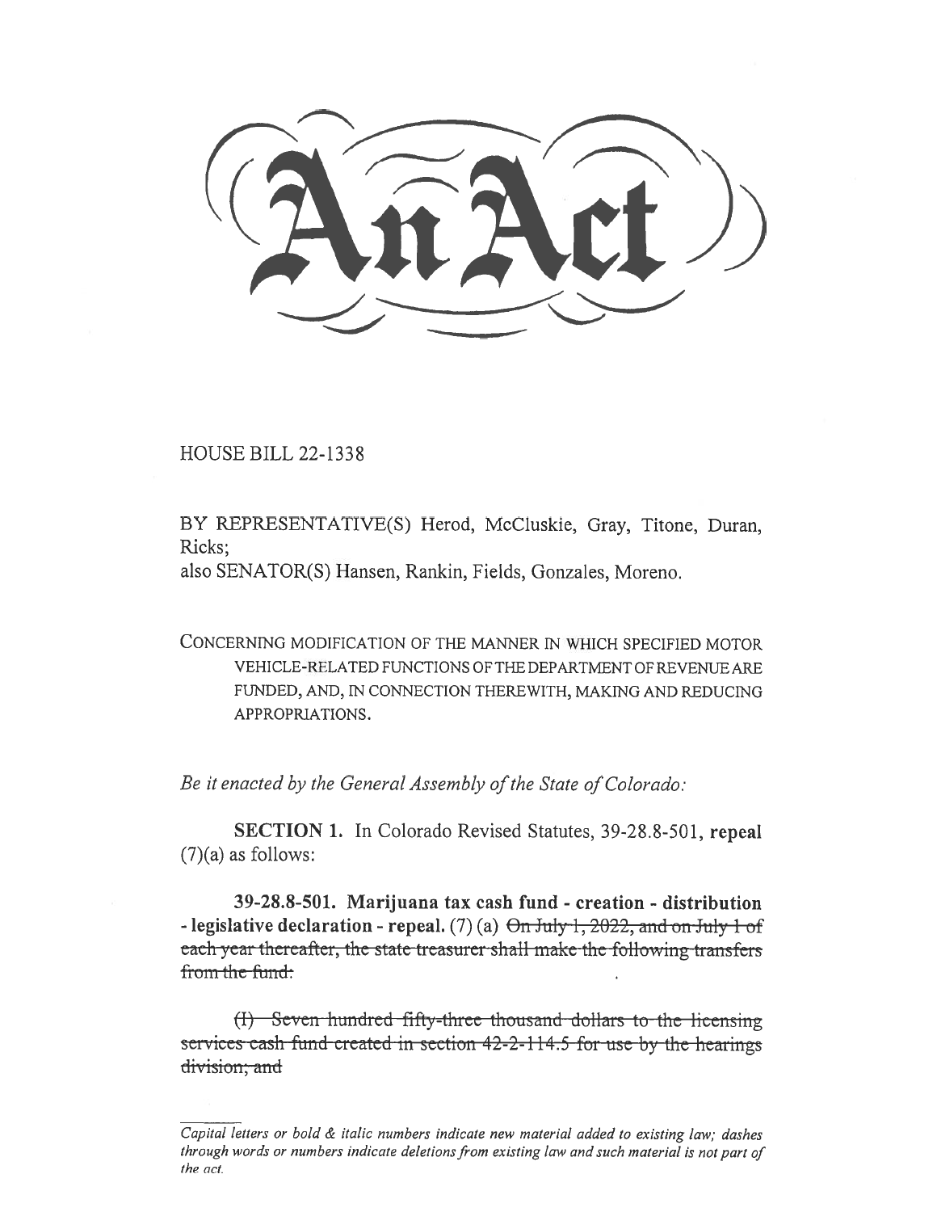# An Act

HOUSE BILL 22-1338

BY REPRESENTATIVE(S) Herod, McCluskie, Gray, Titone, Duran, Ricks;
also SENATOR(S) Hansen, Rankin, Fields, Gonzales, Moreno.

CONCERNING MODIFICATION OF THE MANNER IN WHICH SPECIFIED MOTOR VEHICLE-RELATED FUNCTIONS OF THE DEPARTMENT OF REVENUE ARE FUNDED, AND, IN CONNECTION THEREWITH, MAKING AND REDUCING APPROPRIATIONS.

*Be it enacted by the General Assembly of the State of Colorado:*

**SECTION 1.** In Colorado Revised Statutes, 39-28.8-501, **repeal** (7)(a) as follows:

**39-28.8-501. Marijuana tax cash fund - creation - distribution - legislative declaration - repeal.** (7) (a) ~~On July 1, 2022, and on July 1 of each year thereafter, the state treasurer shall make the following transfers from the fund:~~

~~(I) Seven hundred fifty-three thousand dollars to the licensing services cash fund created in section 42-2-114.5 for use by the hearings division; and~~

*Capital letters or bold & italic numbers indicate new material added to existing law; dashes through words or numbers indicate deletions from existing law and such material is not part of the act.*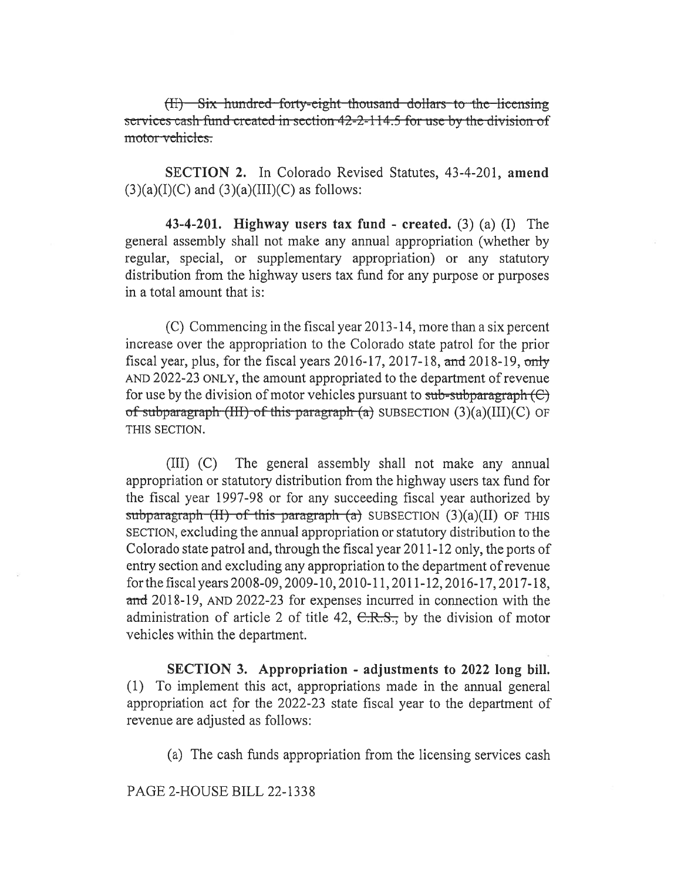~~(II) Six hundred forty-eight thousand dollars to the licensing services cash fund created in section 42-2-114.5 for use by the division of motor vehicles.~~

**SECTION 2.** In Colorado Revised Statutes, 43-4-201, **amend** (3)(a)(I)(C) and (3)(a)(III)(C) as follows:

**43-4-201. Highway users tax fund - created.** (3) (a) (I) The general assembly shall not make any annual appropriation (whether by regular, special, or supplementary appropriation) or any statutory distribution from the highway users tax fund for any purpose or purposes in a total amount that is:

(C) Commencing in the fiscal year 2013-14, more than a six percent increase over the appropriation to the Colorado state patrol for the prior fiscal year, plus, for the fiscal years 2016-17, 2017-18, ~~and~~ 2018-19, ~~only~~ AND 2022-23 ONLY, the amount appropriated to the department of revenue for use by the division of motor vehicles pursuant to ~~sub-subparagraph (C) of subparagraph (III) of this paragraph (a)~~ SUBSECTION (3)(a)(III)(C) OF THIS SECTION.

(III) (C) The general assembly shall not make any annual appropriation or statutory distribution from the highway users tax fund for the fiscal year 1997-98 or for any succeeding fiscal year authorized by ~~subparagraph (II) of this paragraph (a)~~ SUBSECTION (3)(a)(II) OF THIS SECTION, excluding the annual appropriation or statutory distribution to the Colorado state patrol and, through the fiscal year 2011-12 only, the ports of entry section and excluding any appropriation to the department of revenue for the fiscal years 2008-09, 2009-10, 2010-11, 2011-12, 2016-17, 2017-18, ~~and~~ 2018-19, AND 2022-23 for expenses incurred in connection with the administration of article 2 of title 42, ~~C.R.S.,~~ by the division of motor vehicles within the department.

**SECTION 3. Appropriation - adjustments to 2022 long bill.** (1) To implement this act, appropriations made in the annual general appropriation act for the 2022-23 state fiscal year to the department of revenue are adjusted as follows:

(a) The cash funds appropriation from the licensing services cash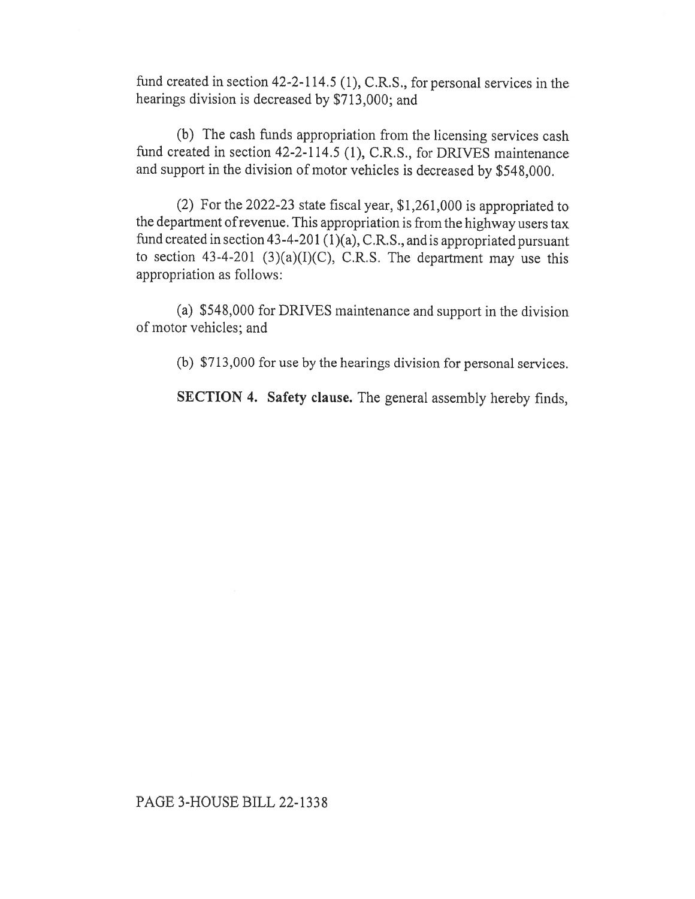fund created in section 42-2-114.5 (1), C.R.S., for personal services in the hearings division is decreased by $713,000; and

(b) The cash funds appropriation from the licensing services cash fund created in section 42-2-114.5 (1), C.R.S., for DRIVES maintenance and support in the division of motor vehicles is decreased by $548,000.

(2) For the 2022-23 state fiscal year, $1,261,000 is appropriated to the department of revenue. This appropriation is from the highway users tax fund created in section 43-4-201 (1)(a), C.R.S., and is appropriated pursuant to section 43-4-201 (3)(a)(I)(C), C.R.S. The department may use this appropriation as follows:

(a) $548,000 for DRIVES maintenance and support in the division of motor vehicles; and

(b) $713,000 for use by the hearings division for personal services.

**SECTION 4. Safety clause.** The general assembly hereby finds,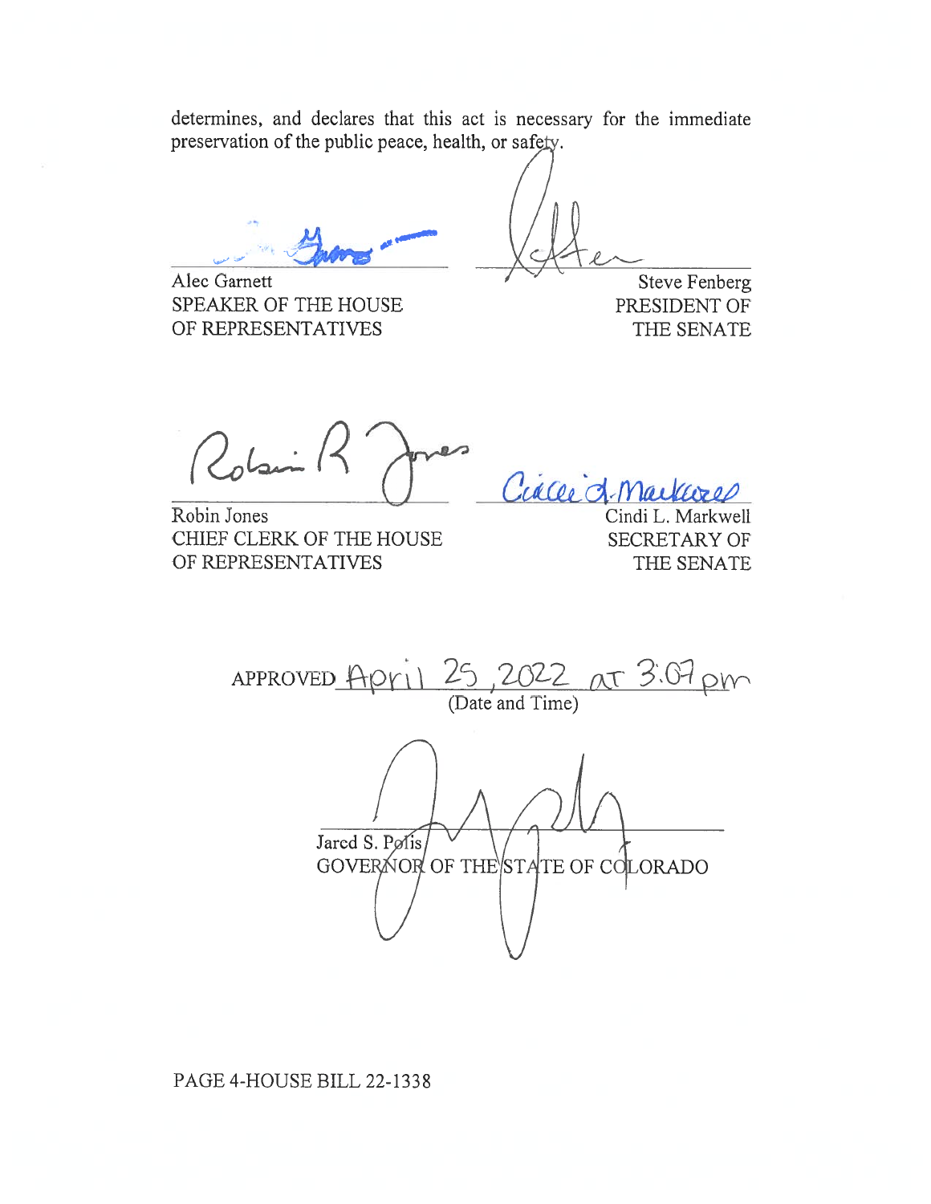determines, and declares that this act is necessary for the immediate preservation of the public peace, health, or safety.

| | |
|---|---|
| Alec Garnett<br>SPEAKER OF THE HOUSE<br>OF REPRESENTATIVES | Steve Fenberg<br>PRESIDENT OF<br>THE SENATE |
| Robin Jones<br>CHIEF CLERK OF THE HOUSE<br>OF REPRESENTATIVES | Cindi L. Markwell<br>SECRETARY OF<br>THE SENATE |

APPROVED April 25, 2022 at 3:07 pm
(Date and Time)

Jared S. Polis
GOVERNOR OF THE STATE OF COLORADO

PAGE 4-HOUSE BILL 22-1338